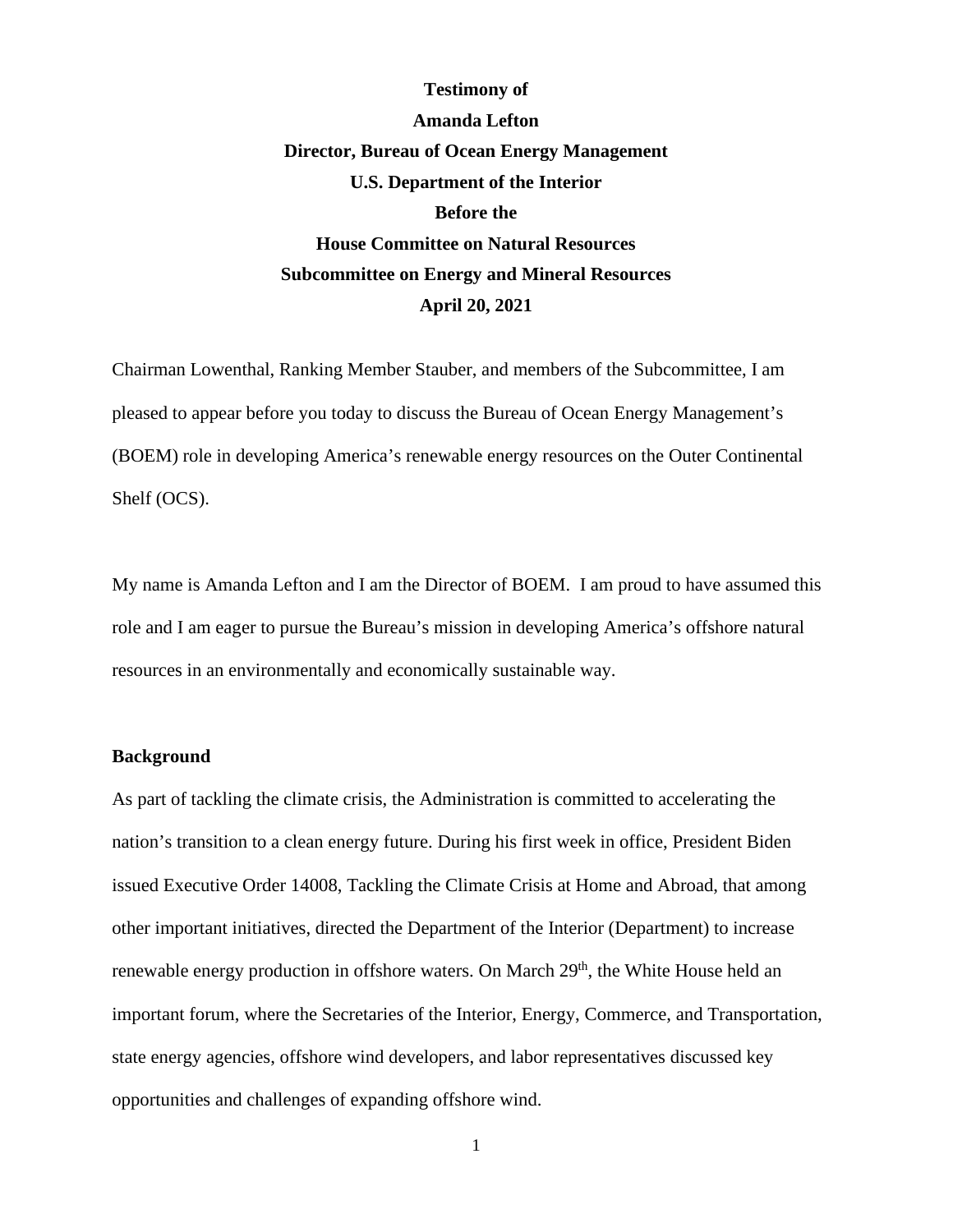**Testimony of**
**Amanda Lefton**
**Director, Bureau of Ocean Energy Management**
**U.S. Department of the Interior**
**Before the**
**House Committee on Natural Resources**
**Subcommittee on Energy and Mineral Resources**
**April 20, 2021**

Chairman Lowenthal, Ranking Member Stauber, and members of the Subcommittee, I am pleased to appear before you today to discuss the Bureau of Ocean Energy Management's (BOEM) role in developing America's renewable energy resources on the Outer Continental Shelf (OCS).

My name is Amanda Lefton and I am the Director of BOEM. I am proud to have assumed this role and I am eager to pursue the Bureau's mission in developing America's offshore natural resources in an environmentally and economically sustainable way.

## Background

As part of tackling the climate crisis, the Administration is committed to accelerating the nation's transition to a clean energy future. During his first week in office, President Biden issued Executive Order 14008, Tackling the Climate Crisis at Home and Abroad, that among other important initiatives, directed the Department of the Interior (Department) to increase renewable energy production in offshore waters. On March 29th, the White House held an important forum, where the Secretaries of the Interior, Energy, Commerce, and Transportation, state energy agencies, offshore wind developers, and labor representatives discussed key opportunities and challenges of expanding offshore wind.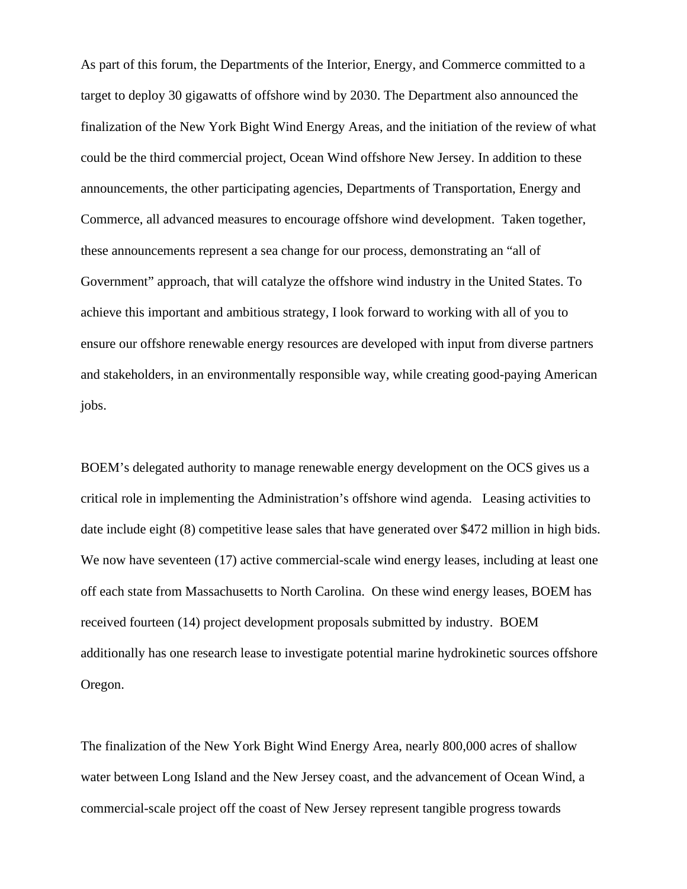As part of this forum, the Departments of the Interior, Energy, and Commerce committed to a target to deploy 30 gigawatts of offshore wind by 2030. The Department also announced the finalization of the New York Bight Wind Energy Areas, and the initiation of the review of what could be the third commercial project, Ocean Wind offshore New Jersey. In addition to these announcements, the other participating agencies, Departments of Transportation, Energy and Commerce, all advanced measures to encourage offshore wind development. Taken together, these announcements represent a sea change for our process, demonstrating an "all of Government" approach, that will catalyze the offshore wind industry in the United States. To achieve this important and ambitious strategy, I look forward to working with all of you to ensure our offshore renewable energy resources are developed with input from diverse partners and stakeholders, in an environmentally responsible way, while creating good-paying American jobs.

BOEM's delegated authority to manage renewable energy development on the OCS gives us a critical role in implementing the Administration's offshore wind agenda. Leasing activities to date include eight (8) competitive lease sales that have generated over $472 million in high bids. We now have seventeen (17) active commercial-scale wind energy leases, including at least one off each state from Massachusetts to North Carolina. On these wind energy leases, BOEM has received fourteen (14) project development proposals submitted by industry. BOEM additionally has one research lease to investigate potential marine hydrokinetic sources offshore Oregon.

The finalization of the New York Bight Wind Energy Area, nearly 800,000 acres of shallow water between Long Island and the New Jersey coast, and the advancement of Ocean Wind, a commercial-scale project off the coast of New Jersey represent tangible progress towards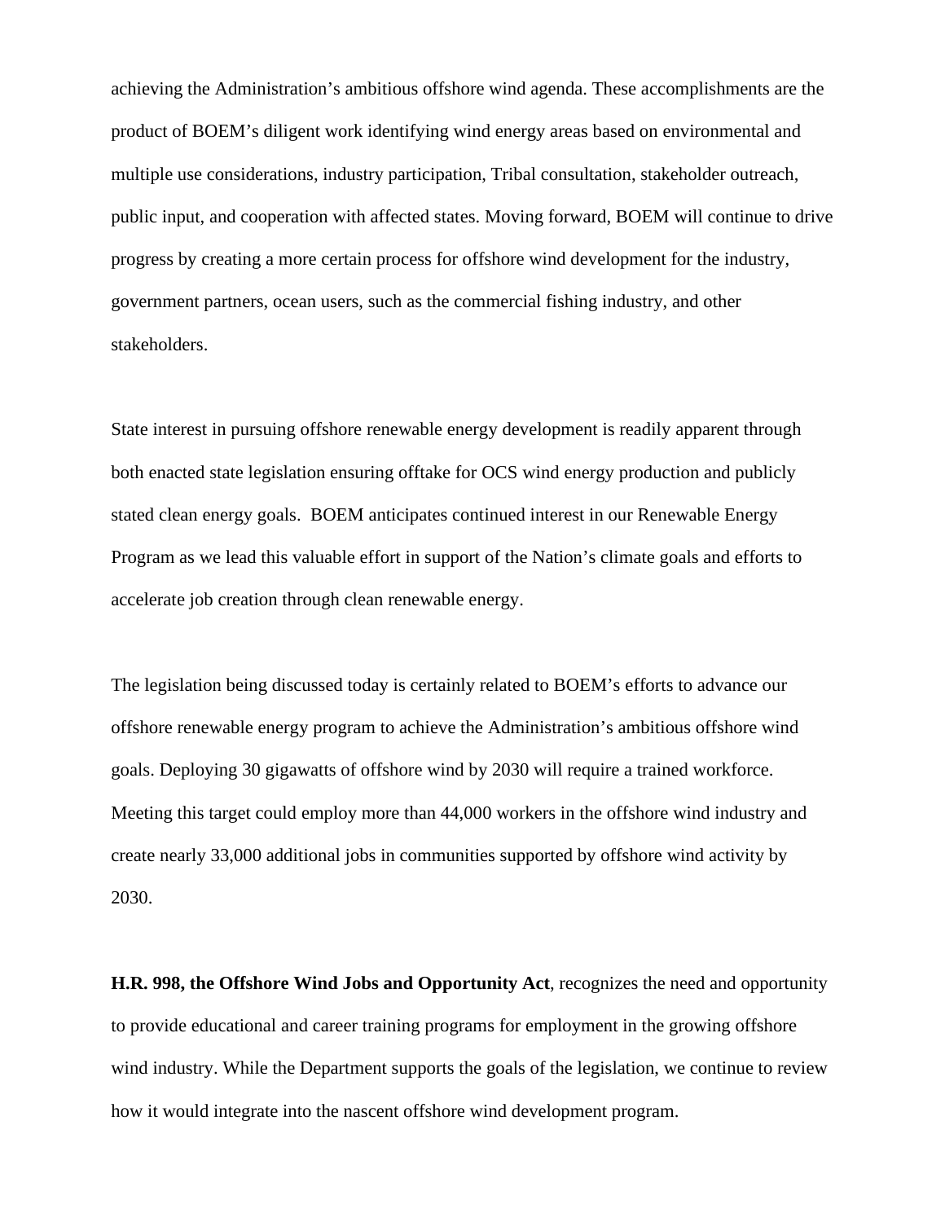achieving the Administration's ambitious offshore wind agenda. These accomplishments are the product of BOEM's diligent work identifying wind energy areas based on environmental and multiple use considerations, industry participation, Tribal consultation, stakeholder outreach, public input, and cooperation with affected states. Moving forward, BOEM will continue to drive progress by creating a more certain process for offshore wind development for the industry, government partners, ocean users, such as the commercial fishing industry, and other stakeholders.

State interest in pursuing offshore renewable energy development is readily apparent through both enacted state legislation ensuring offtake for OCS wind energy production and publicly stated clean energy goals. BOEM anticipates continued interest in our Renewable Energy Program as we lead this valuable effort in support of the Nation's climate goals and efforts to accelerate job creation through clean renewable energy.

The legislation being discussed today is certainly related to BOEM's efforts to advance our offshore renewable energy program to achieve the Administration's ambitious offshore wind goals. Deploying 30 gigawatts of offshore wind by 2030 will require a trained workforce. Meeting this target could employ more than 44,000 workers in the offshore wind industry and create nearly 33,000 additional jobs in communities supported by offshore wind activity by 2030.

**H.R. 998, the Offshore Wind Jobs and Opportunity Act**, recognizes the need and opportunity to provide educational and career training programs for employment in the growing offshore wind industry. While the Department supports the goals of the legislation, we continue to review how it would integrate into the nascent offshore wind development program.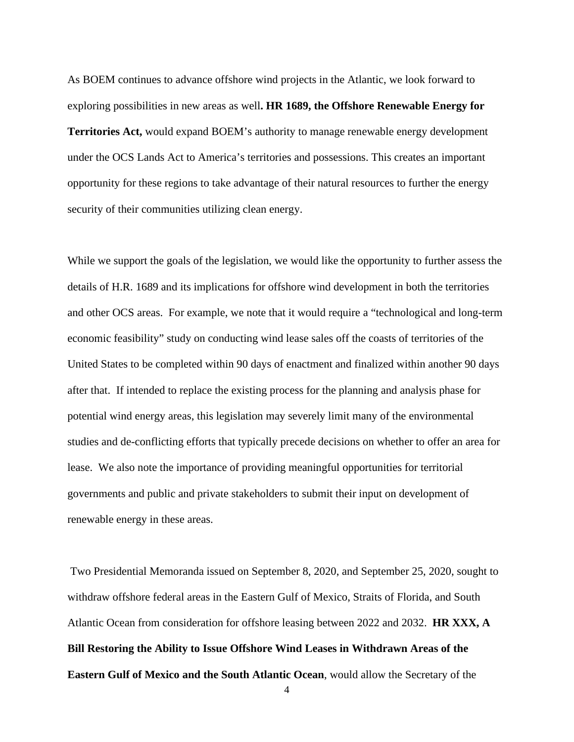As BOEM continues to advance offshore wind projects in the Atlantic, we look forward to exploring possibilities in new areas as well**. HR 1689, the Offshore Renewable Energy for Territories Act,** would expand BOEM's authority to manage renewable energy development under the OCS Lands Act to America's territories and possessions. This creates an important opportunity for these regions to take advantage of their natural resources to further the energy security of their communities utilizing clean energy.

While we support the goals of the legislation, we would like the opportunity to further assess the details of H.R. 1689 and its implications for offshore wind development in both the territories and other OCS areas. For example, we note that it would require a "technological and long-term economic feasibility" study on conducting wind lease sales off the coasts of territories of the United States to be completed within 90 days of enactment and finalized within another 90 days after that. If intended to replace the existing process for the planning and analysis phase for potential wind energy areas, this legislation may severely limit many of the environmental studies and de-conflicting efforts that typically precede decisions on whether to offer an area for lease. We also note the importance of providing meaningful opportunities for territorial governments and public and private stakeholders to submit their input on development of renewable energy in these areas.

Two Presidential Memoranda issued on September 8, 2020, and September 25, 2020, sought to withdraw offshore federal areas in the Eastern Gulf of Mexico, Straits of Florida, and South Atlantic Ocean from consideration for offshore leasing between 2022 and 2032. **HR XXX, A Bill Restoring the Ability to Issue Offshore Wind Leases in Withdrawn Areas of the Eastern Gulf of Mexico and the South Atlantic Ocean**, would allow the Secretary of the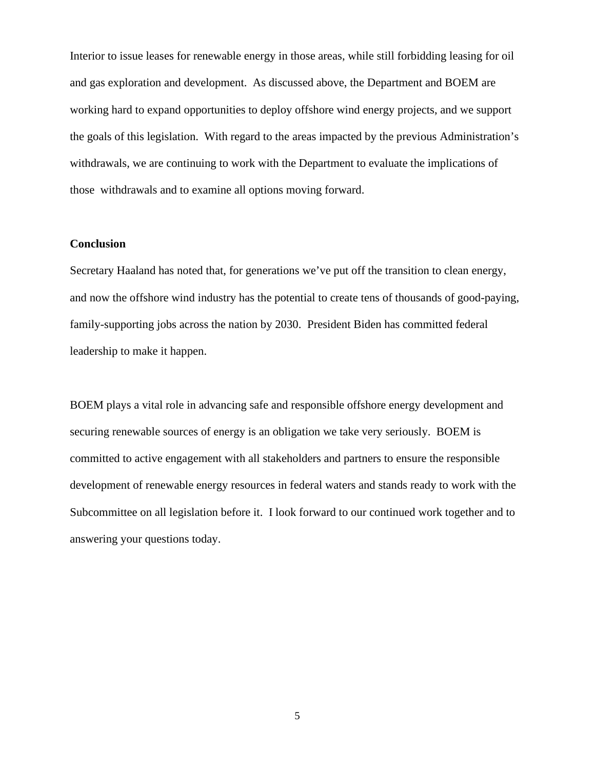Interior to issue leases for renewable energy in those areas, while still forbidding leasing for oil and gas exploration and development. As discussed above, the Department and BOEM are working hard to expand opportunities to deploy offshore wind energy projects, and we support the goals of this legislation. With regard to the areas impacted by the previous Administration's withdrawals, we are continuing to work with the Department to evaluate the implications of those withdrawals and to examine all options moving forward.

**Conclusion**

Secretary Haaland has noted that, for generations we've put off the transition to clean energy, and now the offshore wind industry has the potential to create tens of thousands of good-paying, family-supporting jobs across the nation by 2030. President Biden has committed federal leadership to make it happen.

BOEM plays a vital role in advancing safe and responsible offshore energy development and securing renewable sources of energy is an obligation we take very seriously. BOEM is committed to active engagement with all stakeholders and partners to ensure the responsible development of renewable energy resources in federal waters and stands ready to work with the Subcommittee on all legislation before it. I look forward to our continued work together and to answering your questions today.